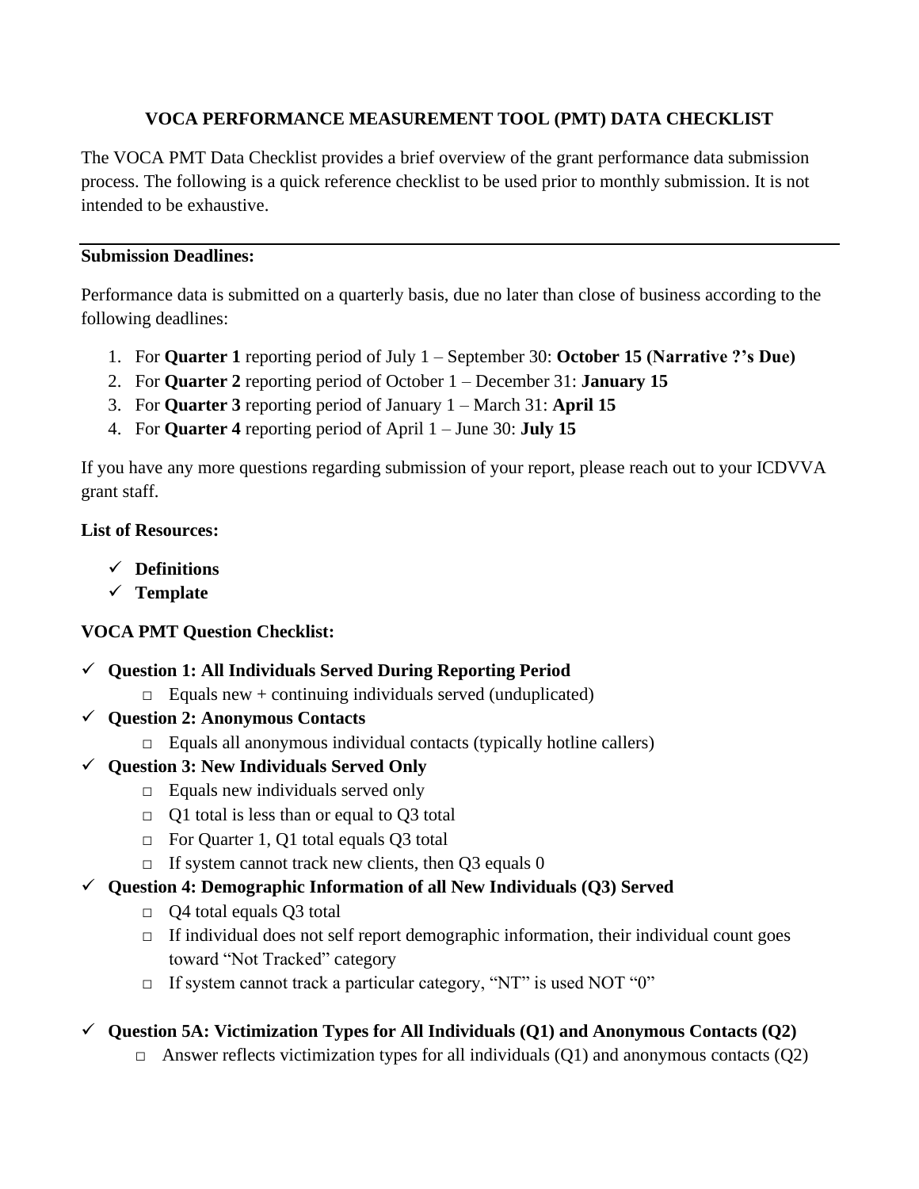# VOCA PERFORMANCE MEASUREMENT TOOL (PMT) DATA CHECKLIST

The VOCA PMT Data Checklist provides a brief overview of the grant performance data submission process. The following is a quick reference checklist to be used prior to monthly submission. It is not intended to be exhaustive.

---

**Submission Deadlines:**

Performance data is submitted on a quarterly basis, due no later than close of business according to the following deadlines:

1. For **Quarter 1** reporting period of July 1 – September 30: **October 15 (Narrative ?'s Due)**
2. For **Quarter 2** reporting period of October 1 – December 31: **January 15**
3. For **Quarter 3** reporting period of January 1 – March 31: **April 15**
4. For **Quarter 4** reporting period of April 1 – June 30: **July 15**

If you have any more questions regarding submission of your report, please reach out to your ICDVVA grant staff.

**List of Resources:**

- ✓ **Definitions**
- ✓ **Template**

**VOCA PMT Question Checklist:**

- ✓ **Question 1: All Individuals Served During Reporting Period**
  - □ Equals new + continuing individuals served (unduplicated)
- ✓ **Question 2: Anonymous Contacts**
  - □ Equals all anonymous individual contacts (typically hotline callers)
- ✓ **Question 3: New Individuals Served Only**
  - □ Equals new individuals served only
  - □ Q1 total is less than or equal to Q3 total
  - □ For Quarter 1, Q1 total equals Q3 total
  - □ If system cannot track new clients, then Q3 equals 0
- ✓ **Question 4: Demographic Information of all New Individuals (Q3) Served**
  - □ Q4 total equals Q3 total
  - □ If individual does not self report demographic information, their individual count goes toward "Not Tracked" category
  - □ If system cannot track a particular category, "NT" is used NOT "0"
- ✓ **Question 5A: Victimization Types for All Individuals (Q1) and Anonymous Contacts (Q2)**
  - □ Answer reflects victimization types for all individuals (Q1) and anonymous contacts (Q2)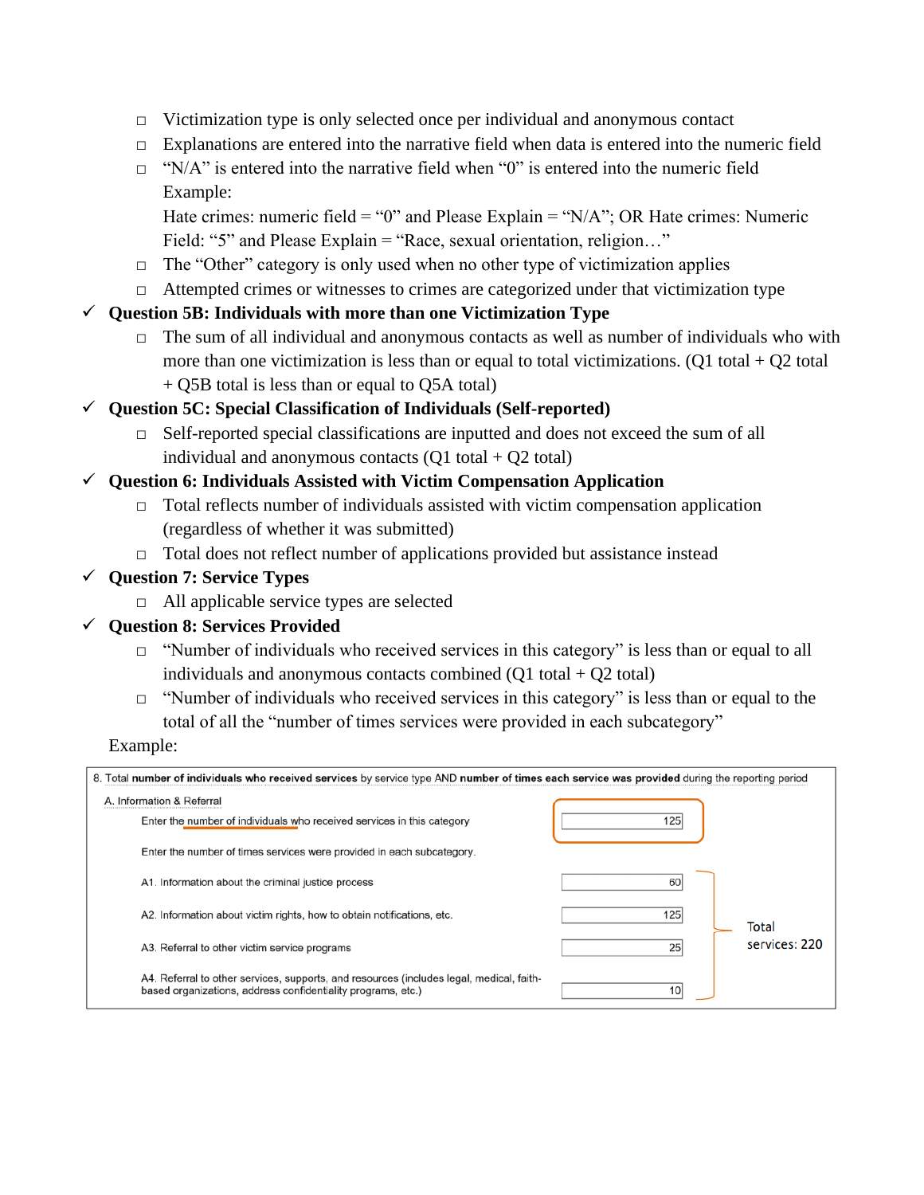- ☐ Victimization type is only selected once per individual and anonymous contact
- ☐ Explanations are entered into the narrative field when data is entered into the numeric field
- ☐ "N/A" is entered into the narrative field when "0" is entered into the numeric field
  Example:
  Hate crimes: numeric field = "0" and Please Explain = "N/A"; OR Hate crimes: Numeric Field: "5" and Please Explain = "Race, sexual orientation, religion…"
- ☐ The "Other" category is only used when no other type of victimization applies
- ☐ Attempted crimes or witnesses to crimes are categorized under that victimization type

✓ **Question 5B: Individuals with more than one Victimization Type**

- ☐ The sum of all individual and anonymous contacts as well as number of individuals who with more than one victimization is less than or equal to total victimizations. (Q1 total + Q2 total + Q5B total is less than or equal to Q5A total)

✓ **Question 5C: Special Classification of Individuals (Self-reported)**

- ☐ Self-reported special classifications are inputted and does not exceed the sum of all individual and anonymous contacts (Q1 total + Q2 total)

✓ **Question 6: Individuals Assisted with Victim Compensation Application**

- ☐ Total reflects number of individuals assisted with victim compensation application (regardless of whether it was submitted)
- ☐ Total does not reflect number of applications provided but assistance instead

✓ **Question 7: Service Types**

- ☐ All applicable service types are selected

✓ **Question 8: Services Provided**

- ☐ "Number of individuals who received services in this category" is less than or equal to all individuals and anonymous contacts combined (Q1 total + Q2 total)
- ☐ "Number of individuals who received services in this category" is less than or equal to the total of all the "number of times services were provided in each subcategory"

Example:

8. Total **number of individuals who received services** by service type AND **number of times each service was provided** during the reporting period

A. Information & Referral

| | | |
|---|---|---|
| Enter the number of individuals who received services in this category | 125 | |
| Enter the number of times services were provided in each subcategory. | | |
| A1. Information about the criminal justice process | 60 | Total services: 220 |
| A2. Information about victim rights, how to obtain notifications, etc. | 125 | |
| A3. Referral to other victim service programs | 25 | |
| A4. Referral to other services, supports, and resources (includes legal, medical, faith-based organizations, address confidentiality programs, etc.) | 10 | |